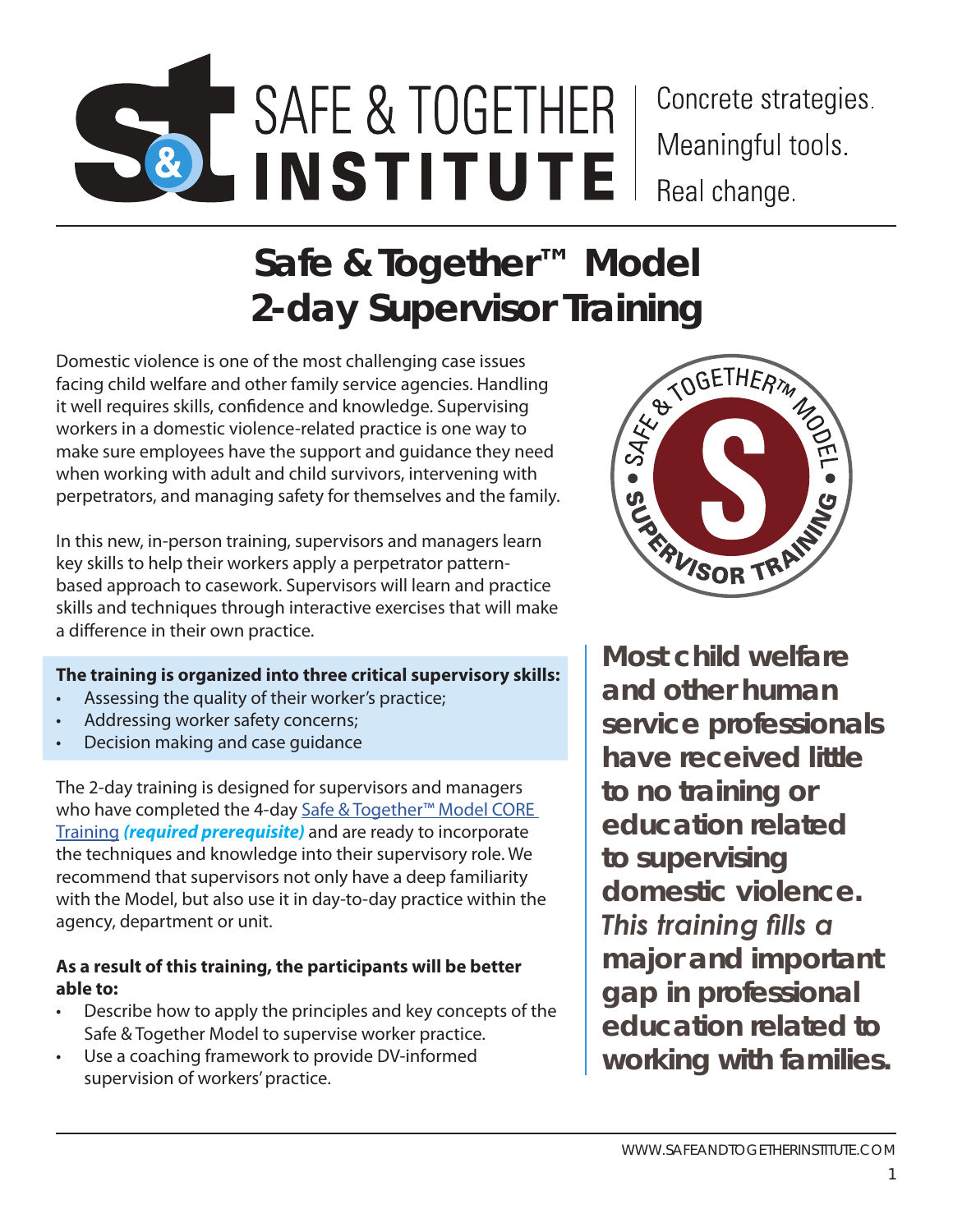SAFE & TOGETHER INSTITUTE

Concrete strategies.
Meaningful tools.
Real change.

# Safe & Together™ Model 2-day Supervisor Training

Domestic violence is one of the most challenging case issues facing child welfare and other family service agencies. Handling it well requires skills, confidence and knowledge. Supervising workers in a domestic violence-related practice is one way to make sure employees have the support and guidance they need when working with adult and child survivors, intervening with perpetrators, and managing safety for themselves and the family.

In this new, in-person training, supervisors and managers learn key skills to help their workers apply a perpetrator pattern-based approach to casework. Supervisors will learn and practice skills and techniques through interactive exercises that will make a difference in their own practice.

**The training is organized into three critical supervisory skills:**

- Assessing the quality of their worker's practice;
- Addressing worker safety concerns;
- Decision making and case guidance

The 2-day training is designed for supervisors and managers who have completed the 4-day Safe & Together™ Model CORE Training ***(required prerequisite)*** and are ready to incorporate the techniques and knowledge into their supervisory role. We recommend that supervisors not only have a deep familiarity with the Model, but also use it in day-to-day practice within the agency, department or unit.

**As a result of this training, the participants will be better able to:**

- Describe how to apply the principles and key concepts of the Safe & Together Model to supervise worker practice.
- Use a coaching framework to provide DV-informed supervision of workers' practice.

**Most child welfare and other human service professionals have received little to no training or education related to supervising domestic violence.** ***This training fills a*** **major and important gap in professional education related to working with families.**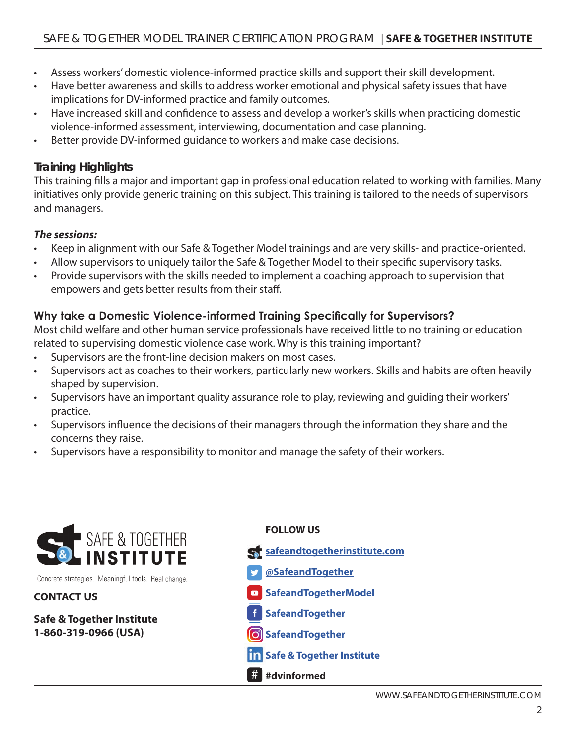- Assess workers' domestic violence-informed practice skills and support their skill development.
- Have better awareness and skills to address worker emotional and physical safety issues that have implications for DV-informed practice and family outcomes.
- Have increased skill and confidence to assess and develop a worker's skills when practicing domestic violence-informed assessment, interviewing, documentation and case planning.
- Better provide DV-informed guidance to workers and make case decisions.

### Training Highlights

This training fills a major and important gap in professional education related to working with families. Many initiatives only provide generic training on this subject. This training is tailored to the needs of supervisors and managers.

***The sessions:***

- Keep in alignment with our Safe & Together Model trainings and are very skills- and practice-oriented.
- Allow supervisors to uniquely tailor the Safe & Together Model to their specific supervisory tasks.
- Provide supervisors with the skills needed to implement a coaching approach to supervision that empowers and gets better results from their staff.

### Why take a Domestic Violence-informed Training Specifically for Supervisors?

Most child welfare and other human service professionals have received little to no training or education related to supervising domestic violence case work. Why is this training important?

- Supervisors are the front-line decision makers on most cases.
- Supervisors act as coaches to their workers, particularly new workers. Skills and habits are often heavily shaped by supervision.
- Supervisors have an important quality assurance role to play, reviewing and guiding their workers' practice.
- Supervisors influence the decisions of their managers through the information they share and the concerns they raise.
- Supervisors have a responsibility to monitor and manage the safety of their workers.

SAFE & TOGETHER INSTITUTE

Concrete strategies. Meaningful tools. Real change.

**CONTACT US**

**Safe & Together Institute**
**1-860-319-0966 (USA)**

**FOLLOW US**

**safeandtogetherinstitute.com**

**@SafeandTogether**

**SafeandTogetherModel**

**SafeandTogether**

**SafeandTogether**

**Safe & Together Institute**

**#dvinformed**